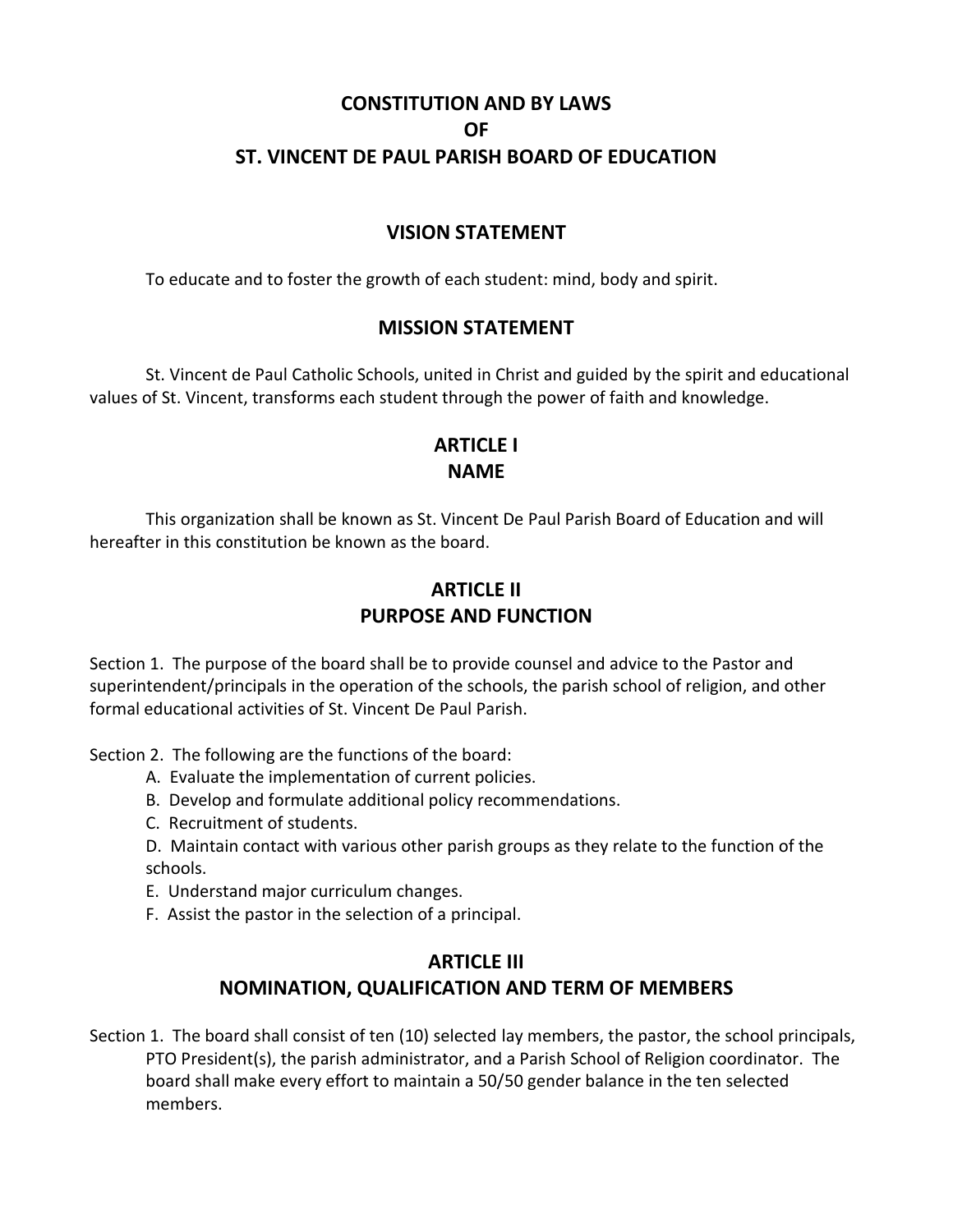# CONSTITUTION AND BY LAWS
# OF
# ST. VINCENT DE PAUL PARISH BOARD OF EDUCATION

## VISION STATEMENT

To educate and to foster the growth of each student: mind, body and spirit.

## MISSION STATEMENT

St. Vincent de Paul Catholic Schools, united in Christ and guided by the spirit and educational values of St. Vincent, transforms each student through the power of faith and knowledge.

## ARTICLE I
## NAME

This organization shall be known as St. Vincent De Paul Parish Board of Education and will hereafter in this constitution be known as the board.

## ARTICLE II
## PURPOSE AND FUNCTION

Section 1. The purpose of the board shall be to provide counsel and advice to the Pastor and superintendent/principals in the operation of the schools, the parish school of religion, and other formal educational activities of St. Vincent De Paul Parish.

Section 2. The following are the functions of the board:

A. Evaluate the implementation of current policies.

B. Develop and formulate additional policy recommendations.

C. Recruitment of students.

D. Maintain contact with various other parish groups as they relate to the function of the schools.

E. Understand major curriculum changes.

F. Assist the pastor in the selection of a principal.

## ARTICLE III
## NOMINATION, QUALIFICATION AND TERM OF MEMBERS

Section 1. The board shall consist of ten (10) selected lay members, the pastor, the school principals, PTO President(s), the parish administrator, and a Parish School of Religion coordinator. The board shall make every effort to maintain a 50/50 gender balance in the ten selected members.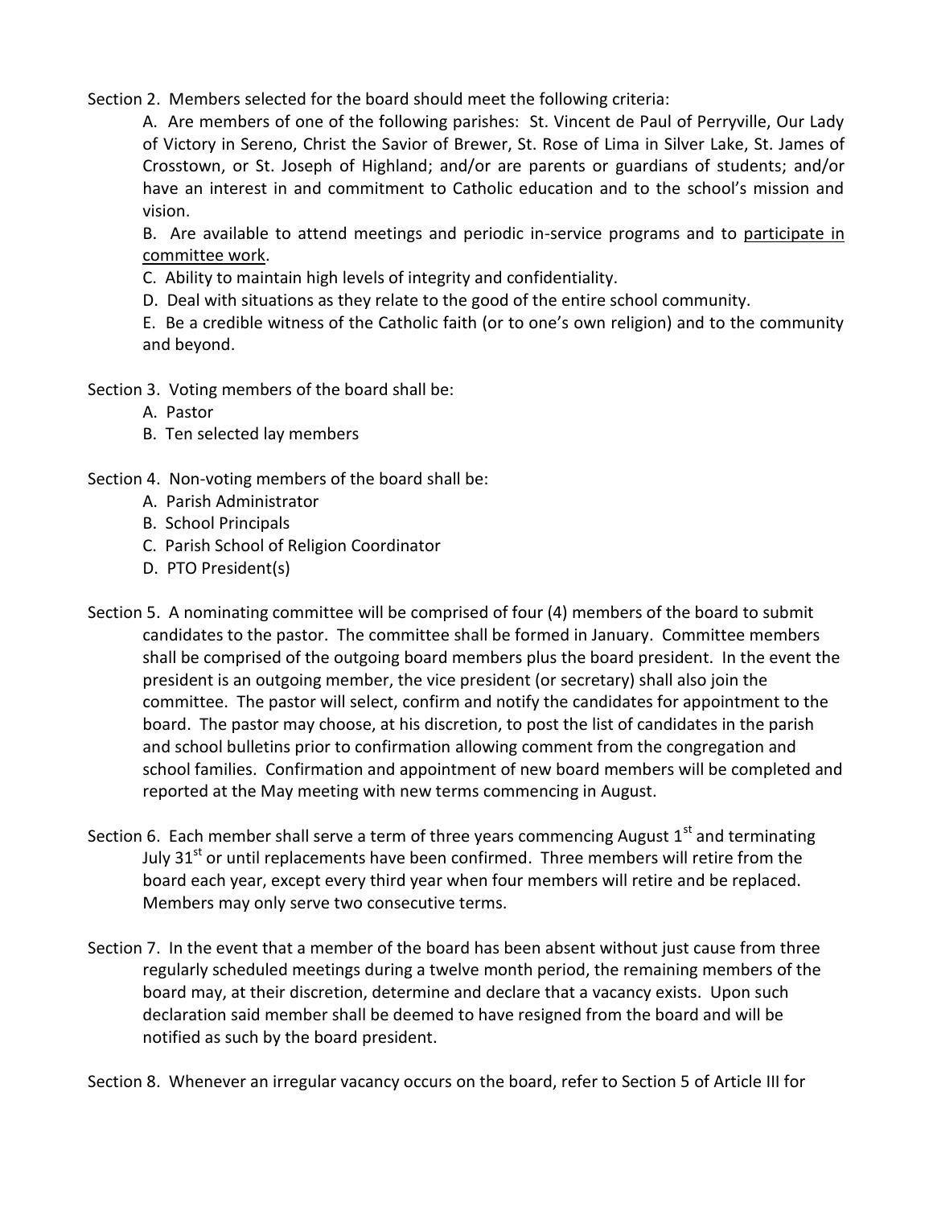Section 2. Members selected for the board should meet the following criteria:

A. Are members of one of the following parishes: St. Vincent de Paul of Perryville, Our Lady of Victory in Sereno, Christ the Savior of Brewer, St. Rose of Lima in Silver Lake, St. James of Crosstown, or St. Joseph of Highland; and/or are parents or guardians of students; and/or have an interest in and commitment to Catholic education and to the school's mission and vision.

B. Are available to attend meetings and periodic in-service programs and to participate in committee work.

C. Ability to maintain high levels of integrity and confidentiality.

D. Deal with situations as they relate to the good of the entire school community.

E. Be a credible witness of the Catholic faith (or to one's own religion) and to the community and beyond.

Section 3. Voting members of the board shall be:

A. Pastor
B. Ten selected lay members

Section 4. Non-voting members of the board shall be:

A. Parish Administrator
B. School Principals
C. Parish School of Religion Coordinator
D. PTO President(s)

Section 5. A nominating committee will be comprised of four (4) members of the board to submit candidates to the pastor. The committee shall be formed in January. Committee members shall be comprised of the outgoing board members plus the board president. In the event the president is an outgoing member, the vice president (or secretary) shall also join the committee. The pastor will select, confirm and notify the candidates for appointment to the board. The pastor may choose, at his discretion, to post the list of candidates in the parish and school bulletins prior to confirmation allowing comment from the congregation and school families. Confirmation and appointment of new board members will be completed and reported at the May meeting with new terms commencing in August.

Section 6. Each member shall serve a term of three years commencing August 1st and terminating July 31st or until replacements have been confirmed. Three members will retire from the board each year, except every third year when four members will retire and be replaced. Members may only serve two consecutive terms.

Section 7. In the event that a member of the board has been absent without just cause from three regularly scheduled meetings during a twelve month period, the remaining members of the board may, at their discretion, determine and declare that a vacancy exists. Upon such declaration said member shall be deemed to have resigned from the board and will be notified as such by the board president.

Section 8. Whenever an irregular vacancy occurs on the board, refer to Section 5 of Article III for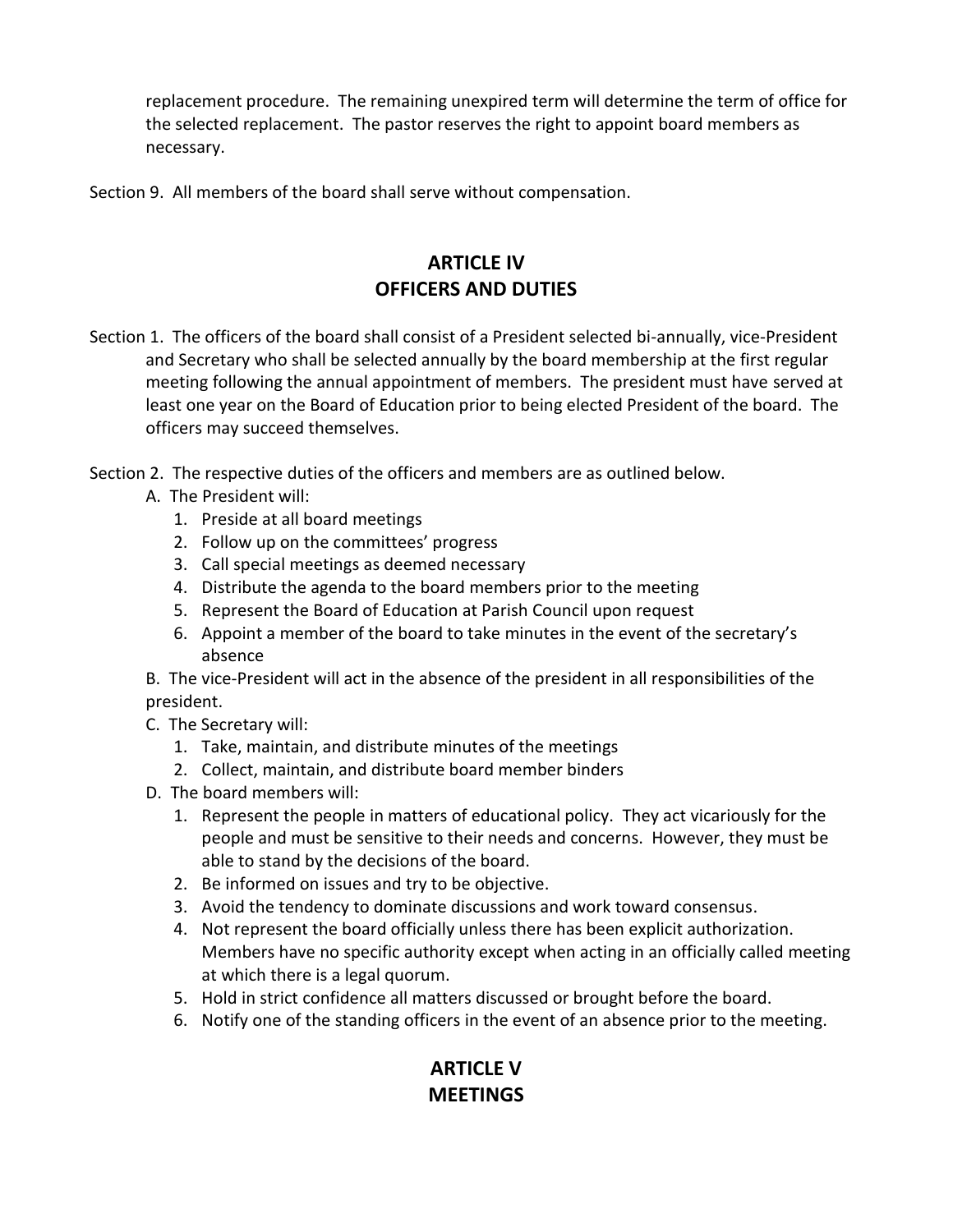replacement procedure. The remaining unexpired term will determine the term of office for the selected replacement. The pastor reserves the right to appoint board members as necessary.

Section 9. All members of the board shall serve without compensation.

## ARTICLE IV
## OFFICERS AND DUTIES

Section 1. The officers of the board shall consist of a President selected bi-annually, vice-President and Secretary who shall be selected annually by the board membership at the first regular meeting following the annual appointment of members. The president must have served at least one year on the Board of Education prior to being elected President of the board. The officers may succeed themselves.

Section 2. The respective duties of the officers and members are as outlined below.

A. The President will:
1. Preside at all board meetings
2. Follow up on the committees' progress
3. Call special meetings as deemed necessary
4. Distribute the agenda to the board members prior to the meeting
5. Represent the Board of Education at Parish Council upon request
6. Appoint a member of the board to take minutes in the event of the secretary's absence

B. The vice-President will act in the absence of the president in all responsibilities of the president.

C. The Secretary will:
1. Take, maintain, and distribute minutes of the meetings
2. Collect, maintain, and distribute board member binders

D. The board members will:
1. Represent the people in matters of educational policy. They act vicariously for the people and must be sensitive to their needs and concerns. However, they must be able to stand by the decisions of the board.
2. Be informed on issues and try to be objective.
3. Avoid the tendency to dominate discussions and work toward consensus.
4. Not represent the board officially unless there has been explicit authorization. Members have no specific authority except when acting in an officially called meeting at which there is a legal quorum.
5. Hold in strict confidence all matters discussed or brought before the board.
6. Notify one of the standing officers in the event of an absence prior to the meeting.

## ARTICLE V
## MEETINGS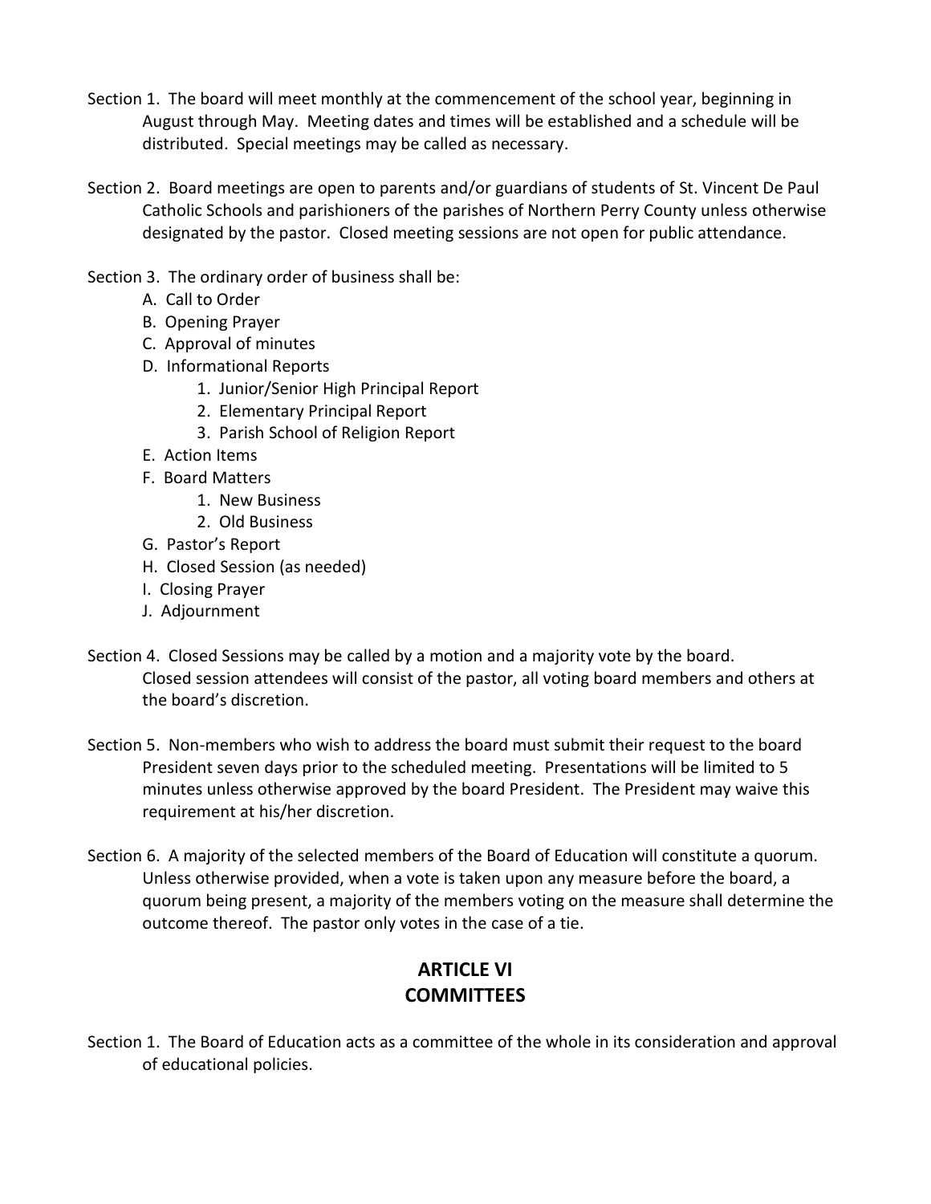Section 1. The board will meet monthly at the commencement of the school year, beginning in August through May. Meeting dates and times will be established and a schedule will be distributed. Special meetings may be called as necessary.

Section 2. Board meetings are open to parents and/or guardians of students of St. Vincent De Paul Catholic Schools and parishioners of the parishes of Northern Perry County unless otherwise designated by the pastor. Closed meeting sessions are not open for public attendance.

Section 3. The ordinary order of business shall be:

A. Call to Order
B. Opening Prayer
C. Approval of minutes
D. Informational Reports
   1. Junior/Senior High Principal Report
   2. Elementary Principal Report
   3. Parish School of Religion Report
E. Action Items
F. Board Matters
   1. New Business
   2. Old Business
G. Pastor's Report
H. Closed Session (as needed)
I. Closing Prayer
J. Adjournment

Section 4. Closed Sessions may be called by a motion and a majority vote by the board. Closed session attendees will consist of the pastor, all voting board members and others at the board's discretion.

Section 5. Non-members who wish to address the board must submit their request to the board President seven days prior to the scheduled meeting. Presentations will be limited to 5 minutes unless otherwise approved by the board President. The President may waive this requirement at his/her discretion.

Section 6. A majority of the selected members of the Board of Education will constitute a quorum. Unless otherwise provided, when a vote is taken upon any measure before the board, a quorum being present, a majority of the members voting on the measure shall determine the outcome thereof. The pastor only votes in the case of a tie.

## ARTICLE VI
## COMMITTEES

Section 1. The Board of Education acts as a committee of the whole in its consideration and approval of educational policies.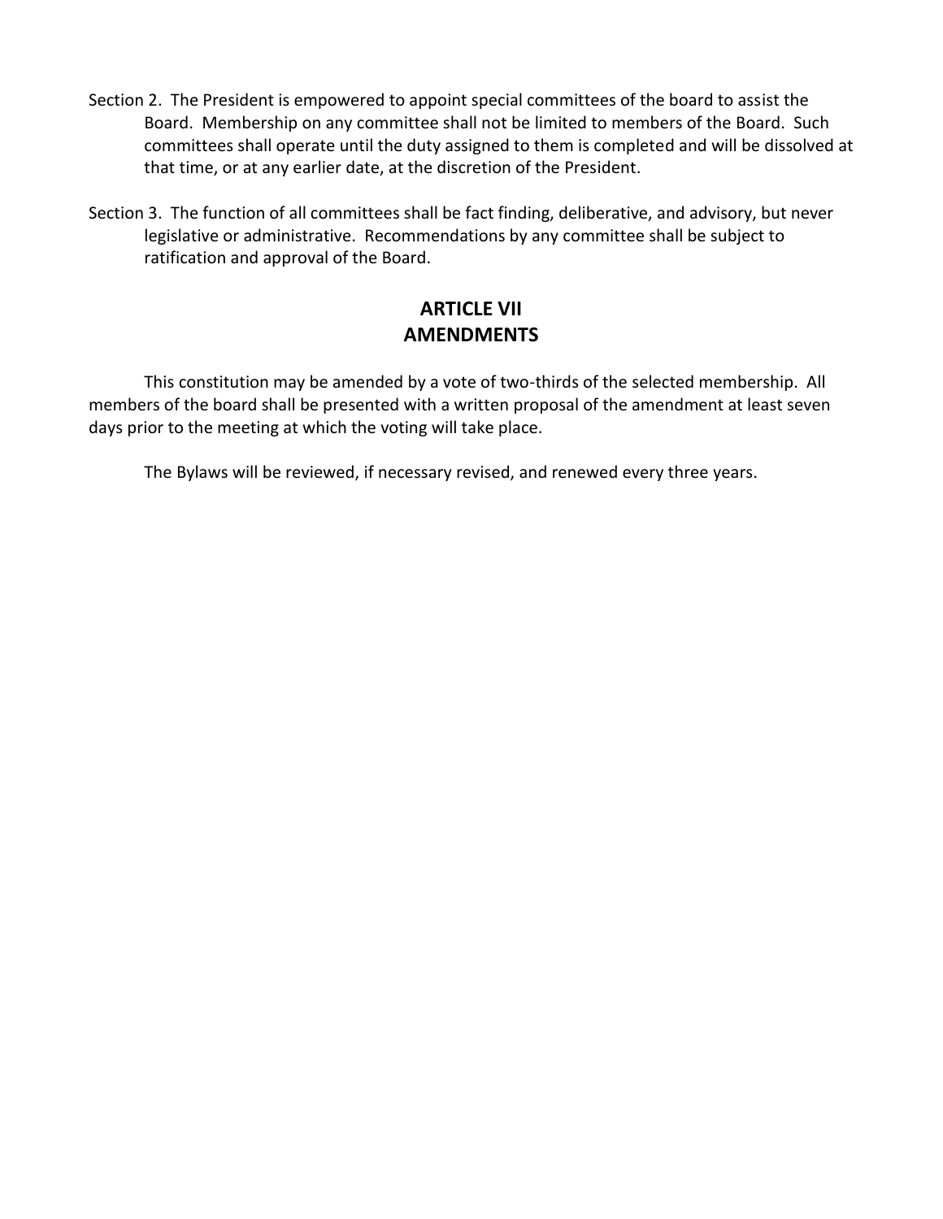Section 2. The President is empowered to appoint special committees of the board to assist the Board. Membership on any committee shall not be limited to members of the Board. Such committees shall operate until the duty assigned to them is completed and will be dissolved at that time, or at any earlier date, at the discretion of the President.

Section 3. The function of all committees shall be fact finding, deliberative, and advisory, but never legislative or administrative. Recommendations by any committee shall be subject to ratification and approval of the Board.

## ARTICLE VII
## AMENDMENTS

This constitution may be amended by a vote of two-thirds of the selected membership. All members of the board shall be presented with a written proposal of the amendment at least seven days prior to the meeting at which the voting will take place.

The Bylaws will be reviewed, if necessary revised, and renewed every three years.